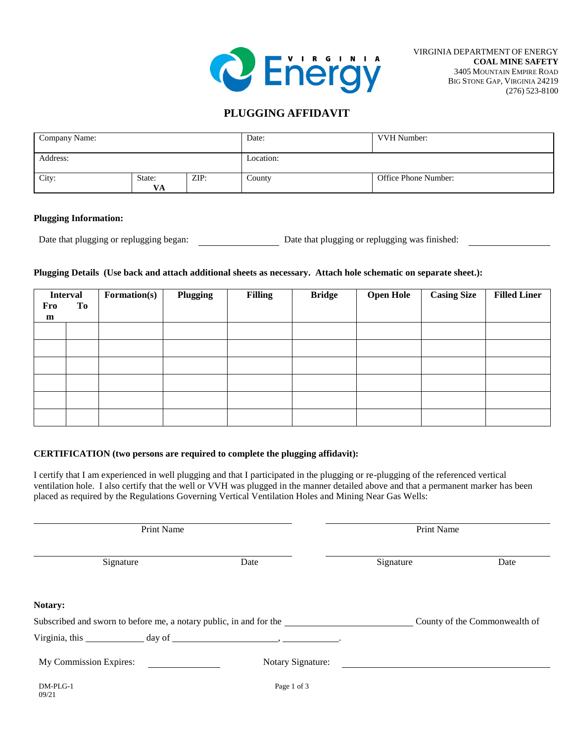VIRGINIA DEPARTMENT OF ENERGY
**COAL MINE SAFETY**
3405 MOUNTAIN EMPIRE ROAD
BIG STONE GAP, VIRGINIA 24219
(276) 523-8100

# PLUGGING AFFIDAVIT

| Company Name: | | | Date: | VVH Number: |
|---|---|---|---|---|
| Address: | | | Location: | |
| City: | State: **VA** | ZIP: | County | Office Phone Number: |

**Plugging Information:**

Date that plugging or replugging began: ______________ Date that plugging or replugging was finished: ______________

**Plugging Details (Use back and attach additional sheets as necessary. Attach hole schematic on separate sheet.):**

| Interval | | Formation(s) | Plugging | Filling | Bridge | Open Hole | Casing Size | Filled Liner |
|---|---|---|---|---|---|---|---|---|
| From | To | | | | | | | |
| | | | | | | | | |
| | | | | | | | | |
| | | | | | | | | |
| | | | | | | | | |
| | | | | | | | | |
| | | | | | | | | |

**CERTIFICATION (two persons are required to complete the plugging affidavit):**

I certify that I am experienced in well plugging and that I participated in the plugging or re-plugging of the referenced vertical ventilation hole. I also certify that the well or VVH was plugged in the manner detailed above and that a permanent marker has been placed as required by the Regulations Governing Vertical Ventilation Holes and Mining Near Gas Wells:

______________________________ ______________________________
Print Name Print Name

______________________________ ______________________________
Signature Date Signature Date

**Notary:**

Subscribed and sworn to before me, a notary public, in and for the ______________________ County of the Commonwealth of Virginia, this __________ day of ____________________, __________.

My Commission Expires: ______________ Notary Signature: ______________________________

DM-PLG-1
09/21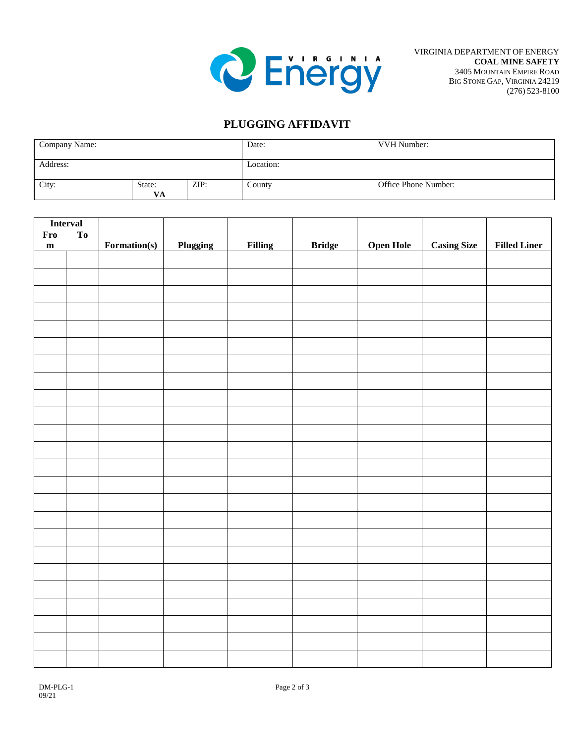VIRGINIA DEPARTMENT OF ENERGY
**COAL MINE SAFETY**
3405 Mountain Empire Road
Big Stone Gap, Virginia 24219
(276) 523-8100

# PLUGGING AFFIDAVIT

| Company Name: | | | Date: | VVH Number: |
|---|---|---|---|---|
| Address: | | | Location: | |
| City: | State: **VA** | ZIP: | County | Office Phone Number: |

| Interval | | Formation(s) | Plugging | Filling | Bridge | Open Hole | Casing Size | Filled Liner |
|---|---|---|---|---|---|---|---|---|
| From | To | | | | | | | |
| | | | | | | | | |
| | | | | | | | | |
| | | | | | | | | |
| | | | | | | | | |
| | | | | | | | | |
| | | | | | | | | |
| | | | | | | | | |
| | | | | | | | | |
| | | | | | | | | |
| | | | | | | | | |
| | | | | | | | | |
| | | | | | | | | |
| | | | | | | | | |
| | | | | | | | | |
| | | | | | | | | |
| | | | | | | | | |
| | | | | | | | | |
| | | | | | | | | |
| | | | | | | | | |
| | | | | | | | | |
| | | | | | | | | |
| | | | | | | | | |
| | | | | | | | | |
| | | | | | | | | |

DM-PLG-1
09/21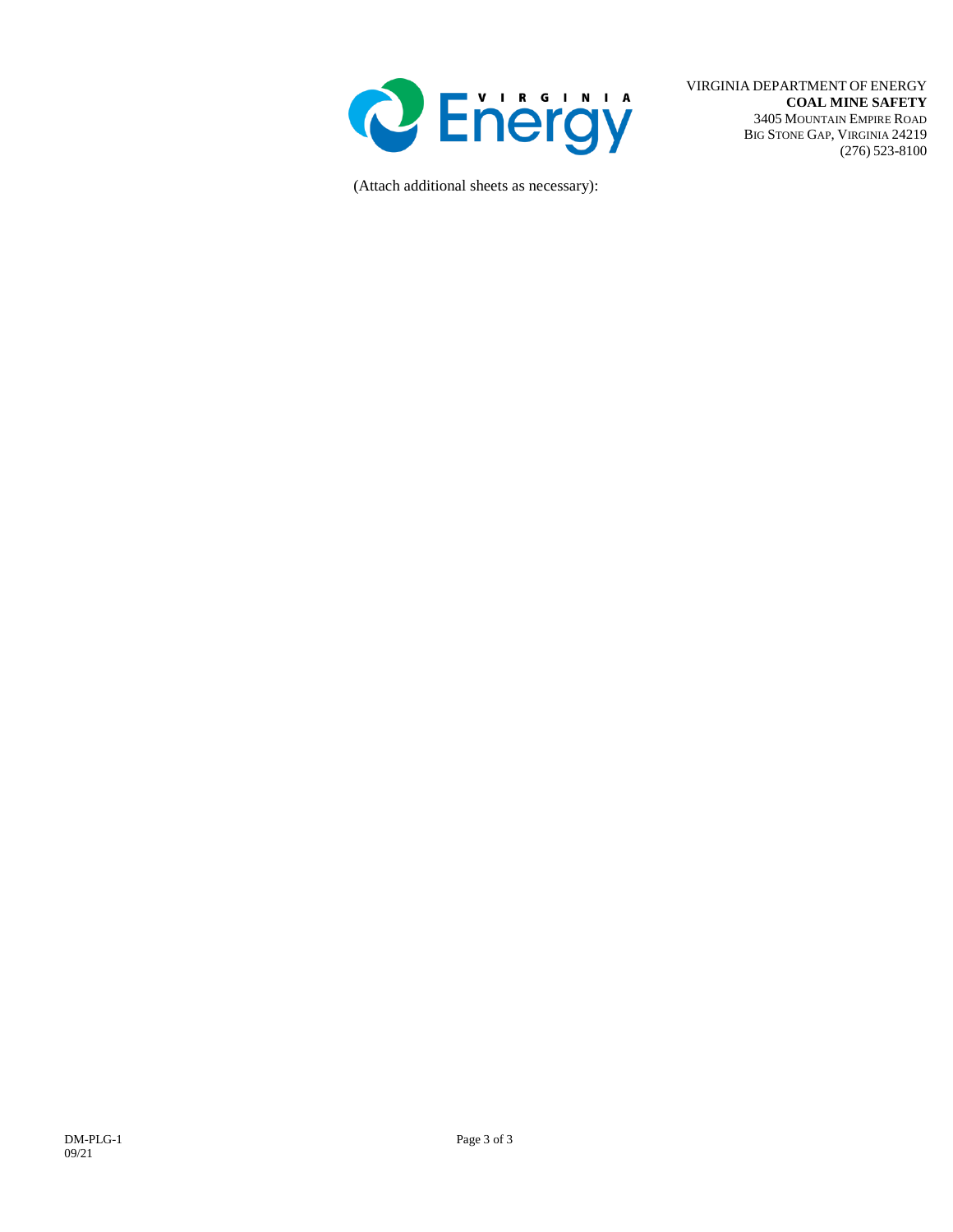VIRGINIA DEPARTMENT OF ENERGY
**COAL MINE SAFETY**
3405 MOUNTAIN EMPIRE ROAD
BIG STONE GAP, VIRGINIA 24219
(276) 523-8100

(Attach additional sheets as necessary):

DM-PLG-1
09/21